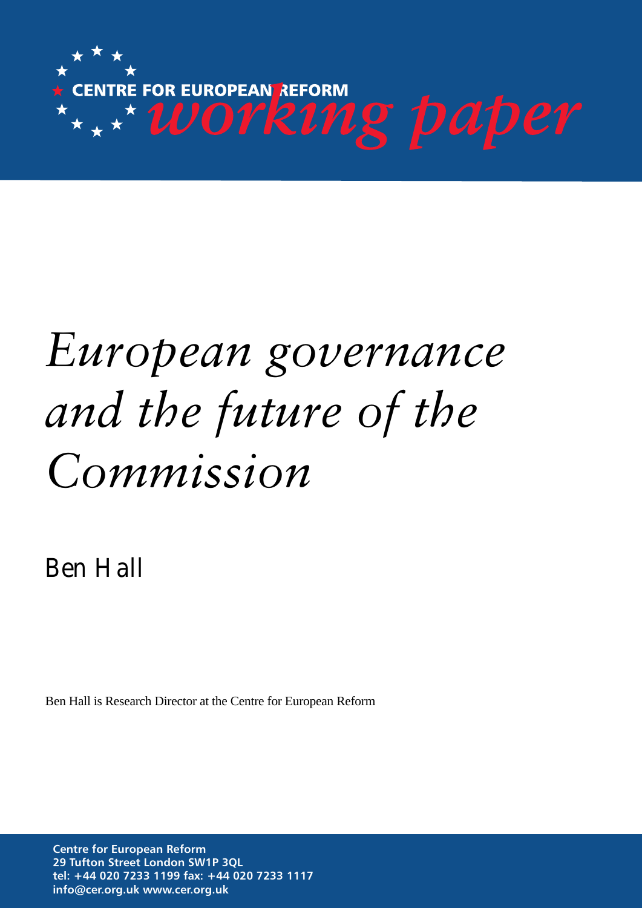CENTRE FOR EUROPEAN REFORM

*working paper*

# *European governance and the future of the Commission*

Ben Hall

Ben Hall is Research Director at the Centre for European Reform

**Centre for European Reform**
**29 Tufton Street London SW1P 3QL**
**tel: +44 020 7233 1199 fax: +44 020 7233 1117**
**info@cer.org.uk www.cer.org.uk**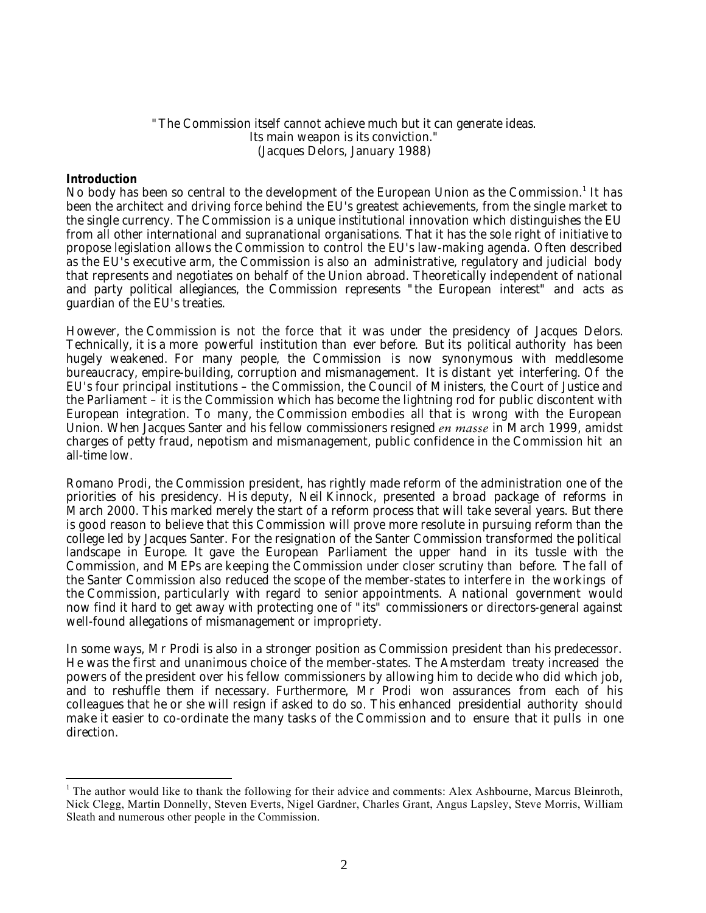"The Commission itself cannot achieve much but it can generate ideas.
Its main weapon is its conviction."
(Jacques Delors, January 1988)

**Introduction**

No body has been so central to the development of the European Union as the Commission.[1] It has been the architect and driving force behind the EU's greatest achievements, from the single market to the single currency. The Commission is a unique institutional innovation which distinguishes the EU from all other international and supranational organisations. That it has the sole right of initiative to propose legislation allows the Commission to control the EU's law-making agenda. Often described as the EU's executive arm, the Commission is also an administrative, regulatory and judicial body that represents and negotiates on behalf of the Union abroad. Theoretically independent of national and party political allegiances, the Commission represents "the European interest" and acts as guardian of the EU's treaties.

However, the Commission is not the force that it was under the presidency of Jacques Delors. Technically, it is a more powerful institution than ever before. But its political authority has been hugely weakened. For many people, the Commission is now synonymous with meddlesome bureaucracy, empire-building, corruption and mismanagement. It is distant yet interfering. Of the EU's four principal institutions – the Commission, the Council of Ministers, the Court of Justice and the Parliament – it is the Commission which has become the lightning rod for public discontent with European integration. To many, the Commission embodies all that is wrong with the European Union. When Jacques Santer and his fellow commissioners resigned *en masse* in March 1999, amidst charges of petty fraud, nepotism and mismanagement, public confidence in the Commission hit an all-time low.

Romano Prodi, the Commission president, has rightly made reform of the administration one of the priorities of his presidency. His deputy, Neil Kinnock, presented a broad package of reforms in March 2000. This marked merely the start of a reform process that will take several years. But there is good reason to believe that this Commission will prove more resolute in pursuing reform than the college led by Jacques Santer. For the resignation of the Santer Commission transformed the political landscape in Europe. It gave the European Parliament the upper hand in its tussle with the Commission, and MEPs are keeping the Commission under closer scrutiny than before. The fall of the Santer Commission also reduced the scope of the member-states to interfere in the workings of the Commission, particularly with regard to senior appointments. A national government would now find it hard to get away with protecting one of "its" commissioners or directors-general against well-found allegations of mismanagement or impropriety.

In some ways, Mr Prodi is also in a stronger position as Commission president than his predecessor. He was the first and unanimous choice of the member-states. The Amsterdam treaty increased the powers of the president over his fellow commissioners by allowing him to decide who did which job, and to reshuffle them if necessary. Furthermore, Mr Prodi won assurances from each of his colleagues that he or she will resign if asked to do so. This enhanced presidential authority should make it easier to co-ordinate the many tasks of the Commission and to ensure that it pulls in one direction.

---

[1] The author would like to thank the following for their advice and comments: Alex Ashbourne, Marcus Bleinroth, Nick Clegg, Martin Donnelly, Steven Everts, Nigel Gardner, Charles Grant, Angus Lapsley, Steve Morris, William Sleath and numerous other people in the Commission.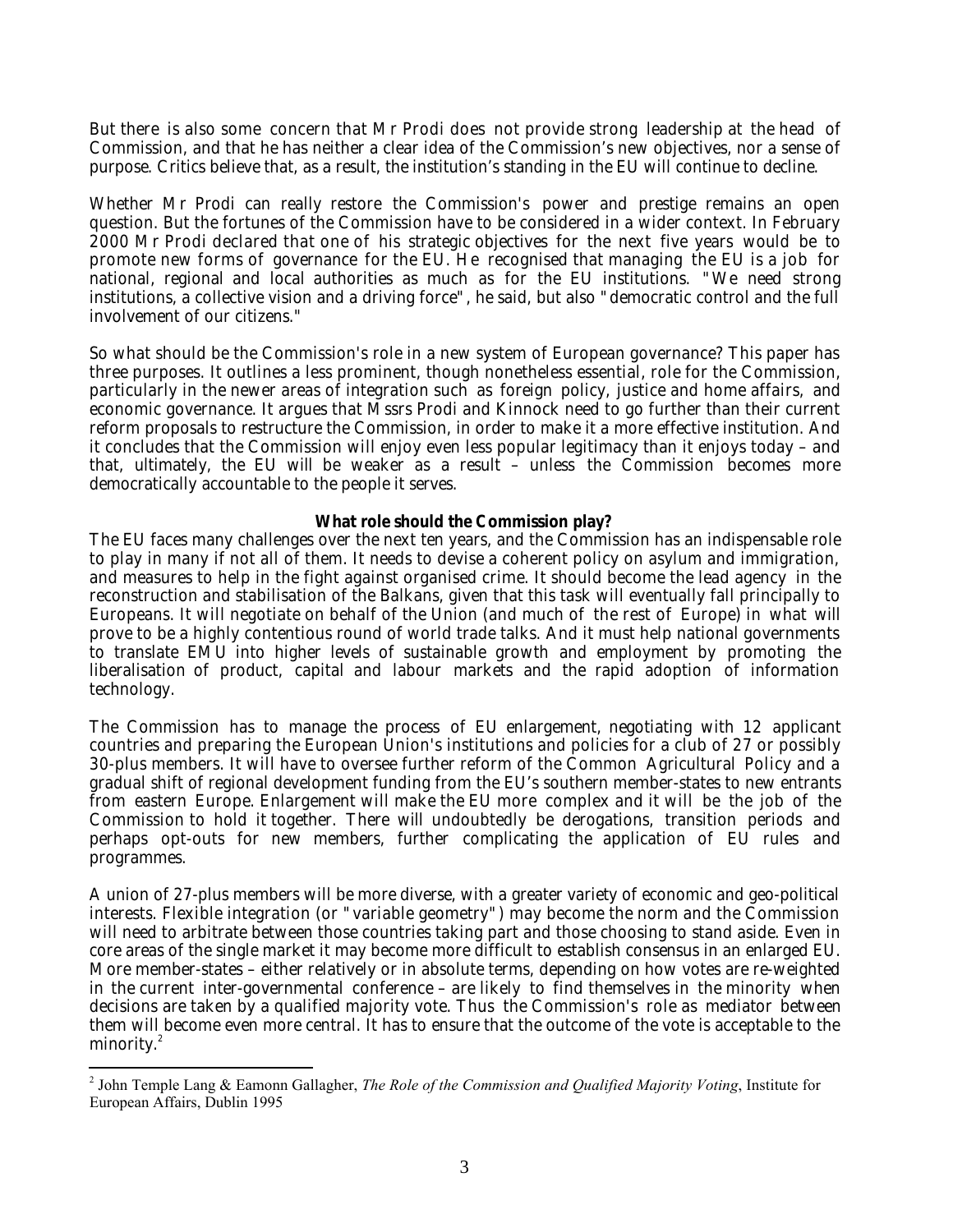But there is also some concern that Mr Prodi does not provide strong leadership at the head of Commission, and that he has neither a clear idea of the Commission's new objectives, nor a sense of purpose. Critics believe that, as a result, the institution's standing in the EU will continue to decline.

Whether Mr Prodi can really restore the Commission's power and prestige remains an open question. But the fortunes of the Commission have to be considered in a wider context. In February 2000 Mr Prodi declared that one of his strategic objectives for the next five years would be to promote new forms of governance for the EU. He recognised that managing the EU is a job for national, regional and local authorities as much as for the EU institutions. "We need strong institutions, a collective vision and a driving force", he said, but also "democratic control and the full involvement of our citizens."

So what should be the Commission's role in a new system of European governance? This paper has three purposes. It outlines a less prominent, though nonetheless essential, role for the Commission, particularly in the newer areas of integration such as foreign policy, justice and home affairs, and economic governance. It argues that Mssrs Prodi and Kinnock need to go further than their current reform proposals to restructure the Commission, in order to make it a more effective institution. And it concludes that the Commission will enjoy even less popular legitimacy than it enjoys today – and that, ultimately, the EU will be weaker as a result – unless the Commission becomes more democratically accountable to the people it serves.

## What role should the Commission play?

The EU faces many challenges over the next ten years, and the Commission has an indispensable role to play in many if not all of them. It needs to devise a coherent policy on asylum and immigration, and measures to help in the fight against organised crime. It should become the lead agency in the reconstruction and stabilisation of the Balkans, given that this task will eventually fall principally to Europeans. It will negotiate on behalf of the Union (and much of the rest of Europe) in what will prove to be a highly contentious round of world trade talks. And it must help national governments to translate EMU into higher levels of sustainable growth and employment by promoting the liberalisation of product, capital and labour markets and the rapid adoption of information technology.

The Commission has to manage the process of EU enlargement, negotiating with 12 applicant countries and preparing the European Union's institutions and policies for a club of 27 or possibly 30-plus members. It will have to oversee further reform of the Common Agricultural Policy and a gradual shift of regional development funding from the EU's southern member-states to new entrants from eastern Europe. Enlargement will make the EU more complex and it will be the job of the Commission to hold it together. There will undoubtedly be derogations, transition periods and perhaps opt-outs for new members, further complicating the application of EU rules and programmes.

A union of 27-plus members will be more diverse, with a greater variety of economic and geo-political interests. Flexible integration (or "variable geometry") may become the norm and the Commission will need to arbitrate between those countries taking part and those choosing to stand aside. Even in core areas of the single market it may become more difficult to establish consensus in an enlarged EU. More member-states – either relatively or in absolute terms, depending on how votes are re-weighted in the current inter-governmental conference – are likely to find themselves in the minority when decisions are taken by a qualified majority vote. Thus the Commission's role as mediator between them will become even more central. It has to ensure that the outcome of the vote is acceptable to the minority.[2]

---

[2] John Temple Lang & Eamonn Gallagher, *The Role of the Commission and Qualified Majority Voting*, Institute for European Affairs, Dublin 1995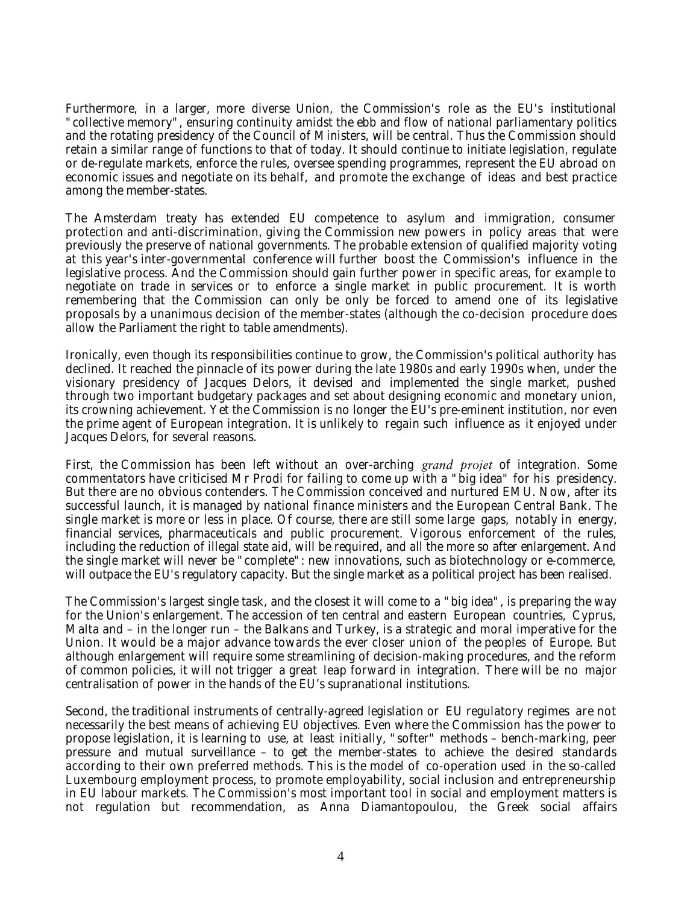Furthermore, in a larger, more diverse Union, the Commission's role as the EU's institutional "collective memory", ensuring continuity amidst the ebb and flow of national parliamentary politics and the rotating presidency of the Council of Ministers, will be central. Thus the Commission should retain a similar range of functions to that of today. It should continue to initiate legislation, regulate or de-regulate markets, enforce the rules, oversee spending programmes, represent the EU abroad on economic issues and negotiate on its behalf, and promote the exchange of ideas and best practice among the member-states.

The Amsterdam treaty has extended EU competence to asylum and immigration, consumer protection and anti-discrimination, giving the Commission new powers in policy areas that were previously the preserve of national governments. The probable extension of qualified majority voting at this year's inter-governmental conference will further boost the Commission's influence in the legislative process. And the Commission should gain further power in specific areas, for example to negotiate on trade in services or to enforce a single market in public procurement. It is worth remembering that the Commission can only be only be forced to amend one of its legislative proposals by a unanimous decision of the member-states (although the co-decision procedure does allow the Parliament the right to table amendments).

Ironically, even though its responsibilities continue to grow, the Commission's political authority has declined. It reached the pinnacle of its power during the late 1980s and early 1990s when, under the visionary presidency of Jacques Delors, it devised and implemented the single market, pushed through two important budgetary packages and set about designing economic and monetary union, its crowning achievement. Yet the Commission is no longer the EU's pre-eminent institution, nor even the prime agent of European integration. It is unlikely to regain such influence as it enjoyed under Jacques Delors, for several reasons.

First, the Commission has been left without an over-arching *grand projet* of integration. Some commentators have criticised Mr Prodi for failing to come up with a "big idea" for his presidency. But there are no obvious contenders. The Commission conceived and nurtured EMU. Now, after its successful launch, it is managed by national finance ministers and the European Central Bank. The single market is more or less in place. Of course, there are still some large gaps, notably in energy, financial services, pharmaceuticals and public procurement. Vigorous enforcement of the rules, including the reduction of illegal state aid, will be required, and all the more so after enlargement. And the single market will never be "complete": new innovations, such as biotechnology or e-commerce, will outpace the EU's regulatory capacity. But the single market as a political project has been realised.

The Commission's largest single task, and the closest it will come to a "big idea", is preparing the way for the Union's enlargement. The accession of ten central and eastern European countries, Cyprus, Malta and – in the longer run – the Balkans and Turkey, is a strategic and moral imperative for the Union. It would be a major advance towards the ever closer union of the peoples of Europe. But although enlargement will require some streamlining of decision-making procedures, and the reform of common policies, it will not trigger a great leap forward in integration. There will be no major centralisation of power in the hands of the EU's supranational institutions.

Second, the traditional instruments of centrally-agreed legislation or EU regulatory regimes are not necessarily the best means of achieving EU objectives. Even where the Commission has the power to propose legislation, it is learning to use, at least initially, "softer" methods – bench-marking, peer pressure and mutual surveillance – to get the member-states to achieve the desired standards according to their own preferred methods. This is the model of co-operation used in the so-called Luxembourg employment process, to promote employability, social inclusion and entrepreneurship in EU labour markets. The Commission's most important tool in social and employment matters is not regulation but recommendation, as Anna Diamantopoulou, the Greek social affairs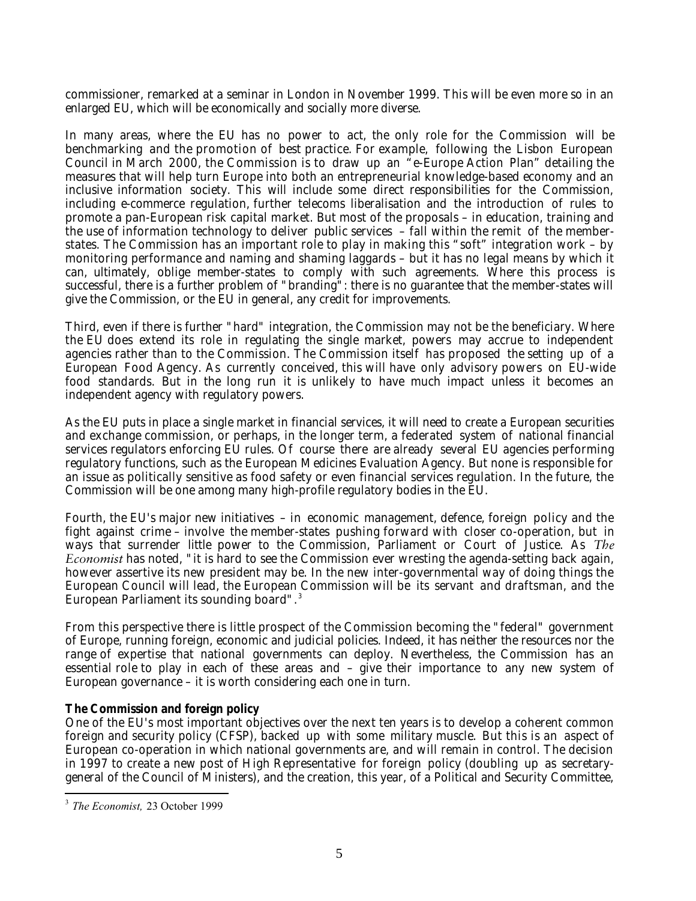commissioner, remarked at a seminar in London in November 1999. This will be even more so in an enlarged EU, which will be economically and socially more diverse.

In many areas, where the EU has no power to act, the only role for the Commission will be benchmarking and the promotion of best practice. For example, following the Lisbon European Council in March 2000, the Commission is to draw up an "e-Europe Action Plan" detailing the measures that will help turn Europe into both an entrepreneurial knowledge-based economy and an inclusive information society. This will include some direct responsibilities for the Commission, including e-commerce regulation, further telecoms liberalisation and the introduction of rules to promote a pan-European risk capital market. But most of the proposals – in education, training and the use of information technology to deliver public services – fall within the remit of the member-states. The Commission has an important role to play in making this "soft" integration work – by monitoring performance and naming and shaming laggards – but it has no legal means by which it can, ultimately, oblige member-states to comply with such agreements. Where this process is successful, there is a further problem of "branding": there is no guarantee that the member-states will give the Commission, or the EU in general, any credit for improvements.

Third, even if there is further "hard" integration, the Commission may not be the beneficiary. Where the EU does extend its role in regulating the single market, powers may accrue to independent agencies rather than to the Commission. The Commission itself has proposed the setting up of a European Food Agency. As currently conceived, this will have only advisory powers on EU-wide food standards. But in the long run it is unlikely to have much impact unless it becomes an independent agency with regulatory powers.

As the EU puts in place a single market in financial services, it will need to create a European securities and exchange commission, or perhaps, in the longer term, a federated system of national financial services regulators enforcing EU rules. Of course there are already several EU agencies performing regulatory functions, such as the European Medicines Evaluation Agency. But none is responsible for an issue as politically sensitive as food safety or even financial services regulation. In the future, the Commission will be one among many high-profile regulatory bodies in the EU.

Fourth, the EU's major new initiatives – in economic management, defence, foreign policy and the fight against crime – involve the member-states pushing forward with closer co-operation, but in ways that surrender little power to the Commission, Parliament or Court of Justice. As *The Economist* has noted, "it is hard to see the Commission ever wresting the agenda-setting back again, however assertive its new president may be. In the new inter-governmental way of doing things the European Council will lead, the European Commission will be its servant and draftsman, and the European Parliament its sounding board".[3]

From this perspective there is little prospect of the Commission becoming the "federal" government of Europe, running foreign, economic and judicial policies. Indeed, it has neither the resources nor the range of expertise that national governments can deploy. Nevertheless, the Commission has an essential role to play in each of these areas and – give their importance to any new system of European governance – it is worth considering each one in turn.

**The Commission and foreign policy**

One of the EU's most important objectives over the next ten years is to develop a coherent common foreign and security policy (CFSP), backed up with some military muscle. But this is an aspect of European co-operation in which national governments are, and will remain in control. The decision in 1997 to create a new post of High Representative for foreign policy (doubling up as secretary-general of the Council of Ministers), and the creation, this year, of a Political and Security Committee,

[3] *The Economist,* 23 October 1999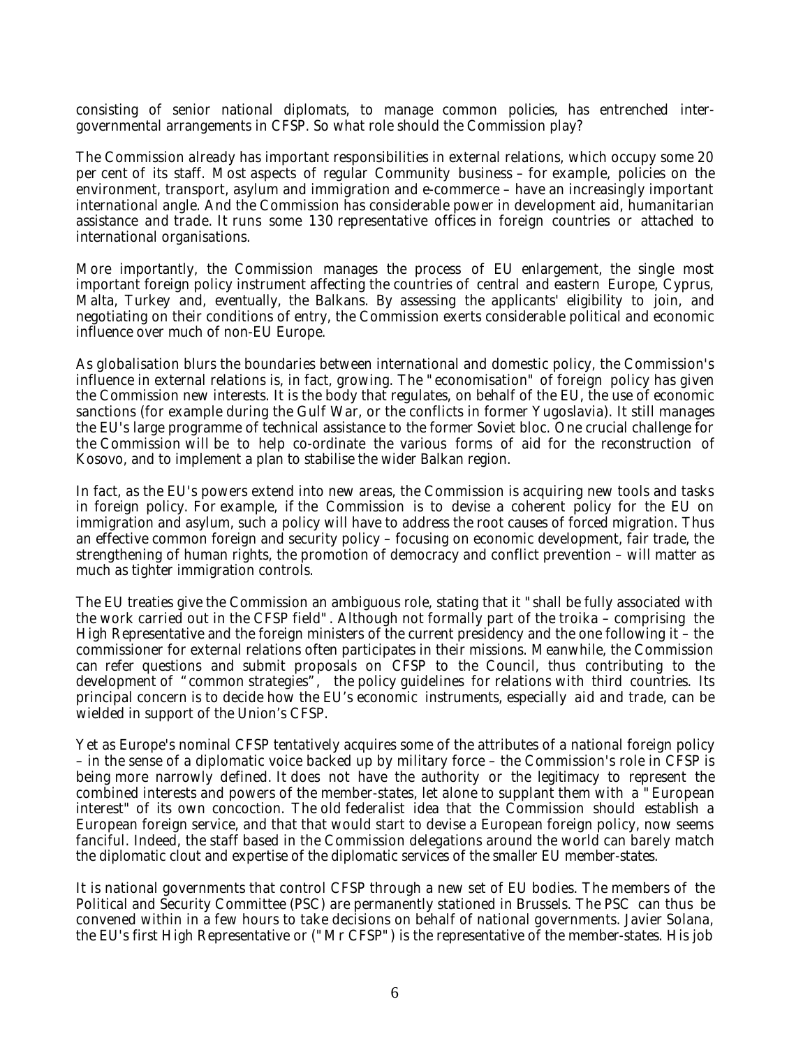consisting of senior national diplomats, to manage common policies, has entrenched inter-governmental arrangements in CFSP. So what role should the Commission play?

The Commission already has important responsibilities in external relations, which occupy some 20 per cent of its staff. Most aspects of regular Community business – for example, policies on the environment, transport, asylum and immigration and e-commerce – have an increasingly important international angle. And the Commission has considerable power in development aid, humanitarian assistance and trade. It runs some 130 representative offices in foreign countries or attached to international organisations.

More importantly, the Commission manages the process of EU enlargement, the single most important foreign policy instrument affecting the countries of central and eastern Europe, Cyprus, Malta, Turkey and, eventually, the Balkans. By assessing the applicants' eligibility to join, and negotiating on their conditions of entry, the Commission exerts considerable political and economic influence over much of non-EU Europe.

As globalisation blurs the boundaries between international and domestic policy, the Commission's influence in external relations is, in fact, growing. The "economisation" of foreign policy has given the Commission new interests. It is the body that regulates, on behalf of the EU, the use of economic sanctions (for example during the Gulf War, or the conflicts in former Yugoslavia). It still manages the EU's large programme of technical assistance to the former Soviet bloc. One crucial challenge for the Commission will be to help co-ordinate the various forms of aid for the reconstruction of Kosovo, and to implement a plan to stabilise the wider Balkan region.

In fact, as the EU's powers extend into new areas, the Commission is acquiring new tools and tasks in foreign policy. For example, if the Commission is to devise a coherent policy for the EU on immigration and asylum, such a policy will have to address the root causes of forced migration. Thus an effective common foreign and security policy – focusing on economic development, fair trade, the strengthening of human rights, the promotion of democracy and conflict prevention – will matter as much as tighter immigration controls.

The EU treaties give the Commission an ambiguous role, stating that it "shall be fully associated with the work carried out in the CFSP field". Although not formally part of the troika – comprising the High Representative and the foreign ministers of the current presidency and the one following it – the commissioner for external relations often participates in their missions. Meanwhile, the Commission can refer questions and submit proposals on CFSP to the Council, thus contributing to the development of "common strategies", the policy guidelines for relations with third countries. Its principal concern is to decide how the EU's economic instruments, especially aid and trade, can be wielded in support of the Union's CFSP.

Yet as Europe's nominal CFSP tentatively acquires some of the attributes of a national foreign policy – in the sense of a diplomatic voice backed up by military force – the Commission's role in CFSP is being more narrowly defined. It does not have the authority or the legitimacy to represent the combined interests and powers of the member-states, let alone to supplant them with a "European interest" of its own concoction. The old federalist idea that the Commission should establish a European foreign service, and that that would start to devise a European foreign policy, now seems fanciful. Indeed, the staff based in the Commission delegations around the world can barely match the diplomatic clout and expertise of the diplomatic services of the smaller EU member-states.

It is national governments that control CFSP through a new set of EU bodies. The members of the Political and Security Committee (PSC) are permanently stationed in Brussels. The PSC can thus be convened within in a few hours to take decisions on behalf of national governments. Javier Solana, the EU's first High Representative or ("Mr CFSP") is the representative of the member-states. His job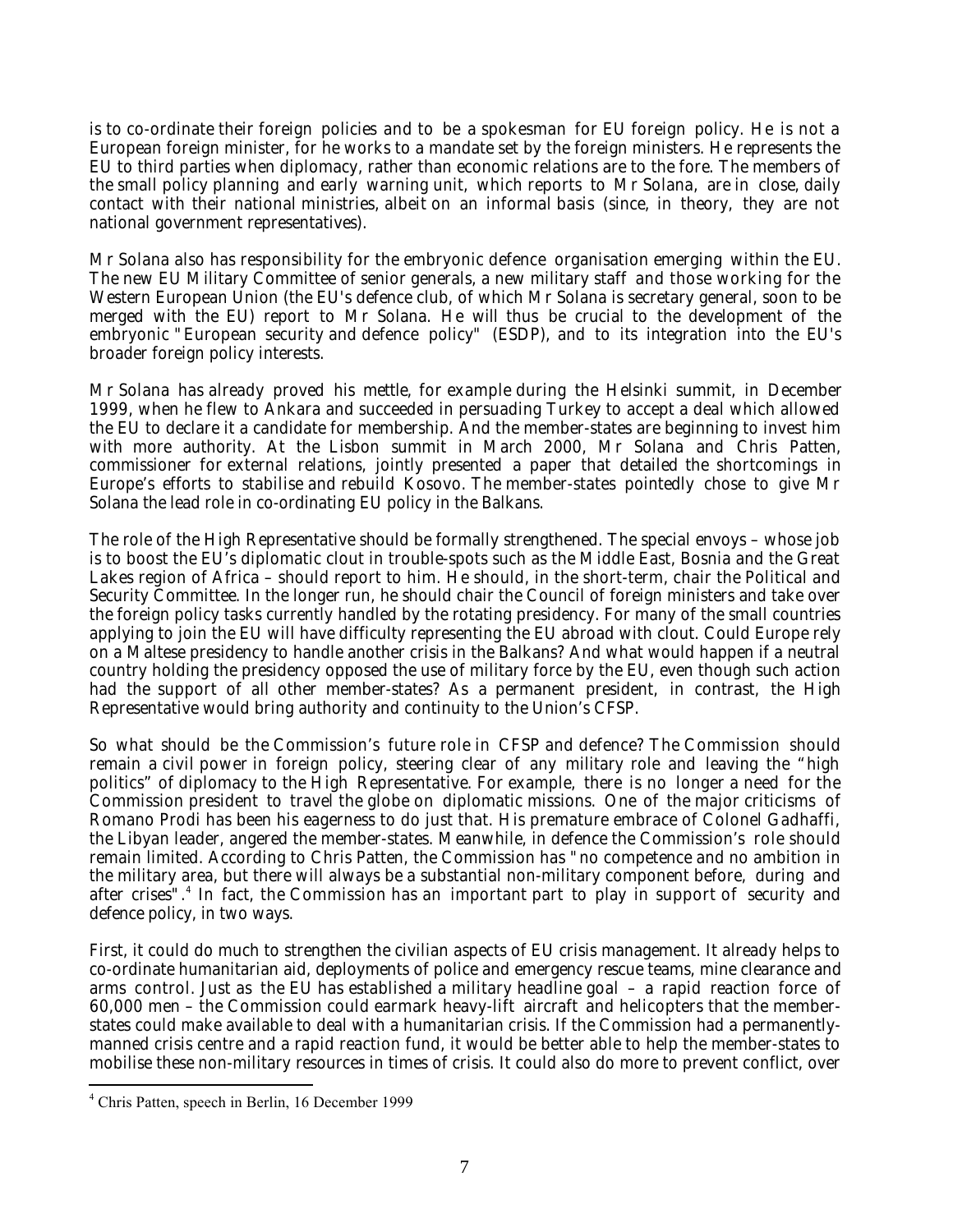is to co-ordinate their foreign policies and to be a spokesman for EU foreign policy. He is not a European foreign minister, for he works to a mandate set by the foreign ministers. He represents the EU to third parties when diplomacy, rather than economic relations are to the fore. The members of the small policy planning and early warning unit, which reports to Mr Solana, are in close, daily contact with their national ministries, albeit on an informal basis (since, in theory, they are not national government representatives).

Mr Solana also has responsibility for the embryonic defence organisation emerging within the EU. The new EU Military Committee of senior generals, a new military staff and those working for the Western European Union (the EU's defence club, of which Mr Solana is secretary general, soon to be merged with the EU) report to Mr Solana. He will thus be crucial to the development of the embryonic "European security and defence policy" (ESDP), and to its integration into the EU's broader foreign policy interests.

Mr Solana has already proved his mettle, for example during the Helsinki summit, in December 1999, when he flew to Ankara and succeeded in persuading Turkey to accept a deal which allowed the EU to declare it a candidate for membership. And the member-states are beginning to invest him with more authority. At the Lisbon summit in March 2000, Mr Solana and Chris Patten, commissioner for external relations, jointly presented a paper that detailed the shortcomings in Europe's efforts to stabilise and rebuild Kosovo. The member-states pointedly chose to give Mr Solana the lead role in co-ordinating EU policy in the Balkans.

The role of the High Representative should be formally strengthened. The special envoys – whose job is to boost the EU's diplomatic clout in trouble-spots such as the Middle East, Bosnia and the Great Lakes region of Africa – should report to him. He should, in the short-term, chair the Political and Security Committee. In the longer run, he should chair the Council of foreign ministers and take over the foreign policy tasks currently handled by the rotating presidency. For many of the small countries applying to join the EU will have difficulty representing the EU abroad with clout. Could Europe rely on a Maltese presidency to handle another crisis in the Balkans? And what would happen if a neutral country holding the presidency opposed the use of military force by the EU, even though such action had the support of all other member-states? As a permanent president, in contrast, the High Representative would bring authority and continuity to the Union's CFSP.

So what should be the Commission's future role in CFSP and defence? The Commission should remain a civil power in foreign policy, steering clear of any military role and leaving the "high politics" of diplomacy to the High Representative. For example, there is no longer a need for the Commission president to travel the globe on diplomatic missions. One of the major criticisms of Romano Prodi has been his eagerness to do just that. His premature embrace of Colonel Gadhaffi, the Libyan leader, angered the member-states. Meanwhile, in defence the Commission's role should remain limited. According to Chris Patten, the Commission has "no competence and no ambition in the military area, but there will always be a substantial non-military component before, during and after crises".[4] In fact, the Commission has an important part to play in support of security and defence policy, in two ways.

First, it could do much to strengthen the civilian aspects of EU crisis management. It already helps to co-ordinate humanitarian aid, deployments of police and emergency rescue teams, mine clearance and arms control. Just as the EU has established a military headline goal – a rapid reaction force of 60,000 men – the Commission could earmark heavy-lift aircraft and helicopters that the member-states could make available to deal with a humanitarian crisis. If the Commission had a permanently-manned crisis centre and a rapid reaction fund, it would be better able to help the member-states to mobilise these non-military resources in times of crisis. It could also do more to prevent conflict, over

[4] Chris Patten, speech in Berlin, 16 December 1999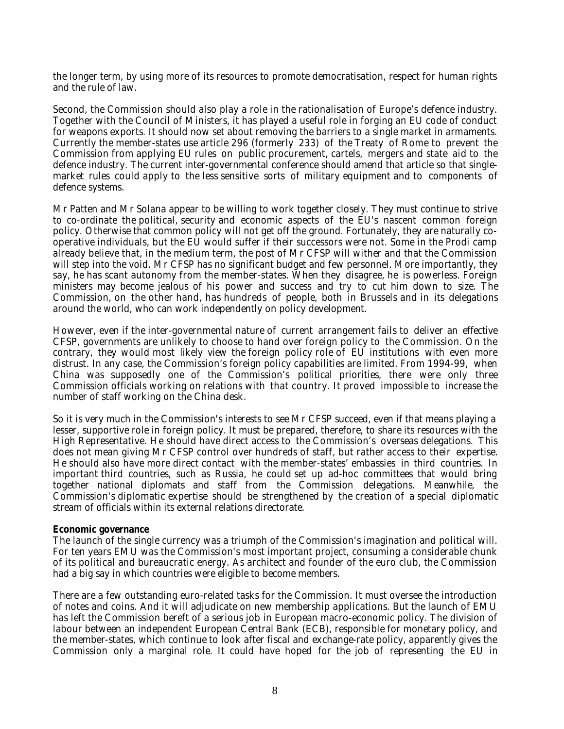the longer term, by using more of its resources to promote democratisation, respect for human rights and the rule of law.

Second, the Commission should also play a role in the rationalisation of Europe's defence industry. Together with the Council of Ministers, it has played a useful role in forging an EU code of conduct for weapons exports. It should now set about removing the barriers to a single market in armaments. Currently the member-states use article 296 (formerly 233) of the Treaty of Rome to prevent the Commission from applying EU rules on public procurement, cartels, mergers and state aid to the defence industry. The current inter-governmental conference should amend that article so that single-market rules could apply to the less sensitive sorts of military equipment and to components of defence systems.

Mr Patten and Mr Solana appear to be willing to work together closely. They must continue to strive to co-ordinate the political, security and economic aspects of the EU's nascent common foreign policy. Otherwise that common policy will not get off the ground. Fortunately, they are naturally co-operative individuals, but the EU would suffer if their successors were not. Some in the Prodi camp already believe that, in the medium term, the post of Mr CFSP will wither and that the Commission will step into the void. Mr CFSP has no significant budget and few personnel. More importantly, they say, he has scant autonomy from the member-states. When they disagree, he is powerless. Foreign ministers may become jealous of his power and success and try to cut him down to size. The Commission, on the other hand, has hundreds of people, both in Brussels and in its delegations around the world, who can work independently on policy development.

However, even if the inter-governmental nature of current arrangement fails to deliver an effective CFSP, governments are unlikely to choose to hand over foreign policy to the Commission. On the contrary, they would most likely view the foreign policy role of EU institutions with even more distrust. In any case, the Commission's foreign policy capabilities are limited. From 1994-99, when China was supposedly one of the Commission's political priorities, there were only three Commission officials working on relations with that country. It proved impossible to increase the number of staff working on the China desk.

So it is very much in the Commission's interests to see Mr CFSP succeed, even if that means playing a lesser, supportive role in foreign policy. It must be prepared, therefore, to share its resources with the High Representative. He should have direct access to the Commission's overseas delegations. This does not mean giving Mr CFSP control over hundreds of staff, but rather access to their expertise. He should also have more direct contact with the member-states' embassies in third countries. In important third countries, such as Russia, he could set up ad-hoc committees that would bring together national diplomats and staff from the Commission delegations. Meanwhile, the Commission's diplomatic expertise should be strengthened by the creation of a special diplomatic stream of officials within its external relations directorate.

**Economic governance**

The launch of the single currency was a triumph of the Commission's imagination and political will. For ten years EMU was the Commission's most important project, consuming a considerable chunk of its political and bureaucratic energy. As architect and founder of the euro club, the Commission had a big say in which countries were eligible to become members.

There are a few outstanding euro-related tasks for the Commission. It must oversee the introduction of notes and coins. And it will adjudicate on new membership applications. But the launch of EMU has left the Commission bereft of a serious job in European macro-economic policy. The division of labour between an independent European Central Bank (ECB), responsible for monetary policy, and the member-states, which continue to look after fiscal and exchange-rate policy, apparently gives the Commission only a marginal role. It could have hoped for the job of representing the EU in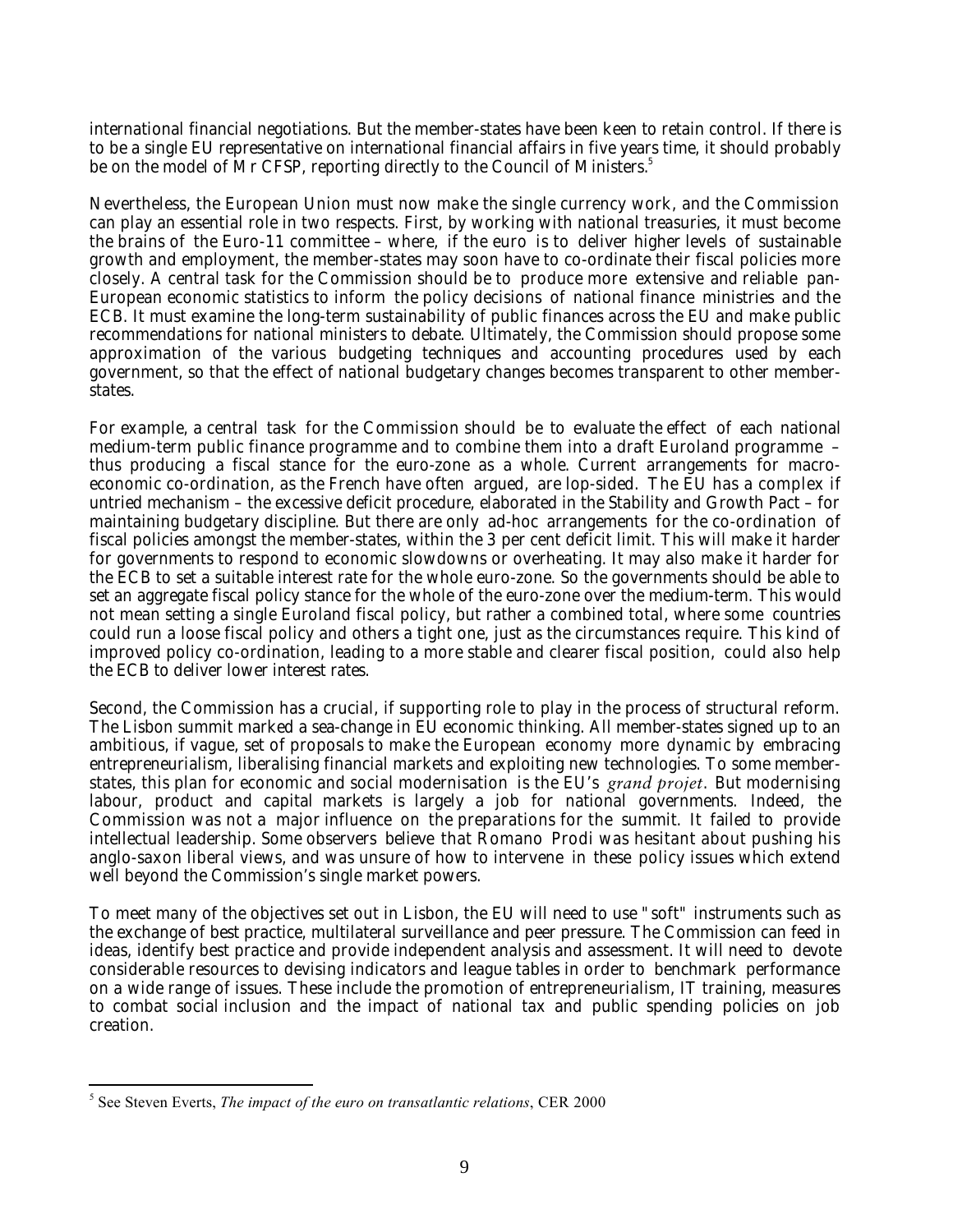international financial negotiations. But the member-states have been keen to retain control. If there is to be a single EU representative on international financial affairs in five years time, it should probably be on the model of Mr CFSP, reporting directly to the Council of Ministers.[5]

Nevertheless, the European Union must now make the single currency work, and the Commission can play an essential role in two respects. First, by working with national treasuries, it must become the brains of the Euro-11 committee – where, if the euro is to deliver higher levels of sustainable growth and employment, the member-states may soon have to co-ordinate their fiscal policies more closely. A central task for the Commission should be to produce more extensive and reliable pan-European economic statistics to inform the policy decisions of national finance ministries and the ECB. It must examine the long-term sustainability of public finances across the EU and make public recommendations for national ministers to debate. Ultimately, the Commission should propose some approximation of the various budgeting techniques and accounting procedures used by each government, so that the effect of national budgetary changes becomes transparent to other member-states.

For example, a central task for the Commission should be to evaluate the effect of each national medium-term public finance programme and to combine them into a draft Euroland programme – thus producing a fiscal stance for the euro-zone as a whole. Current arrangements for macro-economic co-ordination, as the French have often argued, are lop-sided. The EU has a complex if untried mechanism – the excessive deficit procedure, elaborated in the Stability and Growth Pact – for maintaining budgetary discipline. But there are only ad-hoc arrangements for the co-ordination of fiscal policies amongst the member-states, within the 3 per cent deficit limit. This will make it harder for governments to respond to economic slowdowns or overheating. It may also make it harder for the ECB to set a suitable interest rate for the whole euro-zone. So the governments should be able to set an aggregate fiscal policy stance for the whole of the euro-zone over the medium-term. This would not mean setting a single Euroland fiscal policy, but rather a combined total, where some countries could run a loose fiscal policy and others a tight one, just as the circumstances require. This kind of improved policy co-ordination, leading to a more stable and clearer fiscal position, could also help the ECB to deliver lower interest rates.

Second, the Commission has a crucial, if supporting role to play in the process of structural reform. The Lisbon summit marked a sea-change in EU economic thinking. All member-states signed up to an ambitious, if vague, set of proposals to make the European economy more dynamic by embracing entrepreneurialism, liberalising financial markets and exploiting new technologies. To some member-states, this plan for economic and social modernisation is the EU's *grand projet*. But modernising labour, product and capital markets is largely a job for national governments. Indeed, the Commission was not a major influence on the preparations for the summit. It failed to provide intellectual leadership. Some observers believe that Romano Prodi was hesitant about pushing his anglo-saxon liberal views, and was unsure of how to intervene in these policy issues which extend well beyond the Commission's single market powers.

To meet many of the objectives set out in Lisbon, the EU will need to use "soft" instruments such as the exchange of best practice, multilateral surveillance and peer pressure. The Commission can feed in ideas, identify best practice and provide independent analysis and assessment. It will need to devote considerable resources to devising indicators and league tables in order to benchmark performance on a wide range of issues. These include the promotion of entrepreneurialism, IT training, measures to combat social inclusion and the impact of national tax and public spending policies on job creation.

[5] See Steven Everts, *The impact of the euro on transatlantic relations*, CER 2000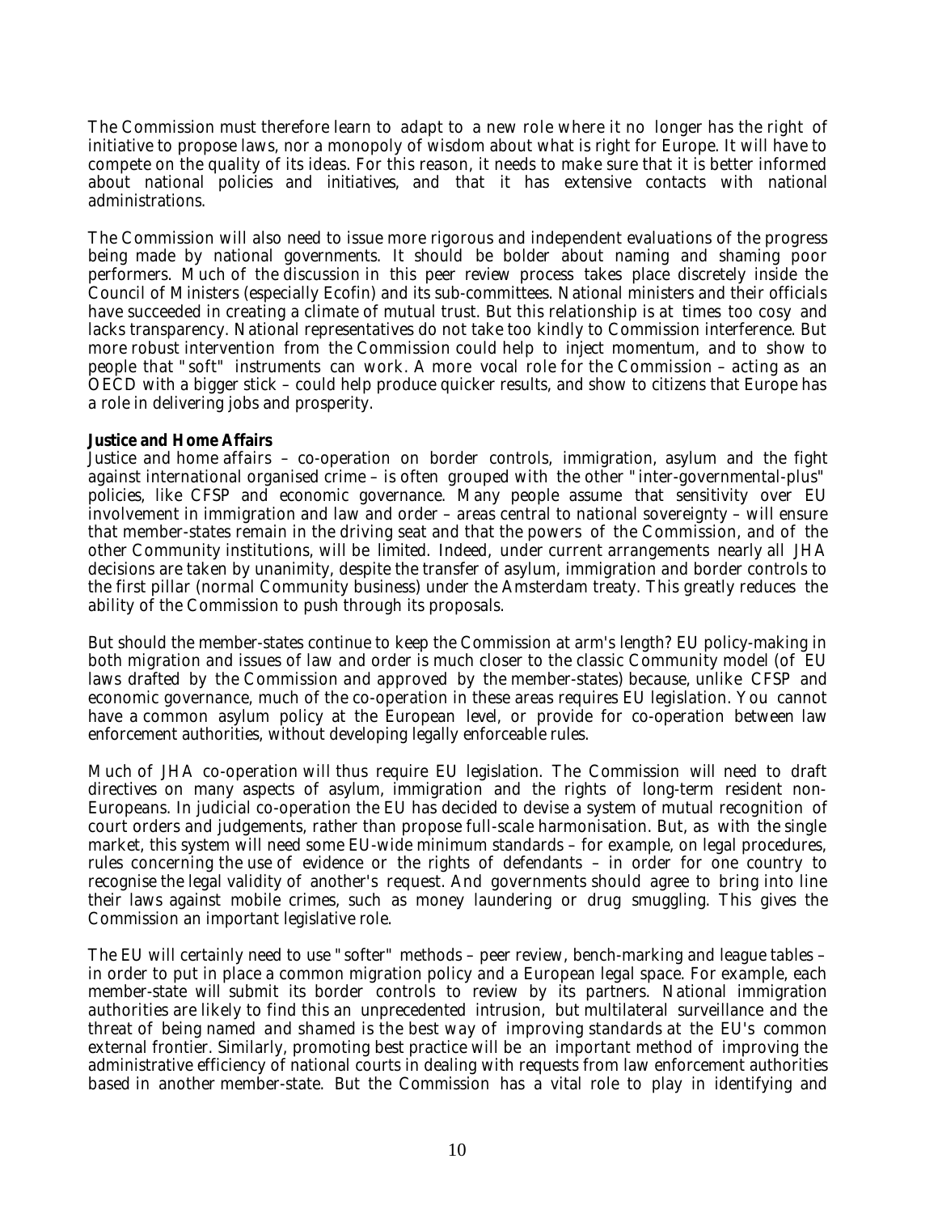The Commission must therefore learn to adapt to a new role where it no longer has the right of initiative to propose laws, nor a monopoly of wisdom about what is right for Europe. It will have to compete on the quality of its ideas. For this reason, it needs to make sure that it is better informed about national policies and initiatives, and that it has extensive contacts with national administrations.

The Commission will also need to issue more rigorous and independent evaluations of the progress being made by national governments. It should be bolder about naming and shaming poor performers. Much of the discussion in this peer review process takes place discretely inside the Council of Ministers (especially Ecofin) and its sub-committees. National ministers and their officials have succeeded in creating a climate of mutual trust. But this relationship is at times too cosy and lacks transparency. National representatives do not take too kindly to Commission interference. But more robust intervention from the Commission could help to inject momentum, and to show to people that "soft" instruments can work. A more vocal role for the Commission – acting as an OECD with a bigger stick – could help produce quicker results, and show to citizens that Europe has a role in delivering jobs and prosperity.

**Justice and Home Affairs**

Justice and home affairs – co-operation on border controls, immigration, asylum and the fight against international organised crime – is often grouped with the other "inter-governmental-plus" policies, like CFSP and economic governance. Many people assume that sensitivity over EU involvement in immigration and law and order – areas central to national sovereignty – will ensure that member-states remain in the driving seat and that the powers of the Commission, and of the other Community institutions, will be limited. Indeed, under current arrangements nearly all JHA decisions are taken by unanimity, despite the transfer of asylum, immigration and border controls to the first pillar (normal Community business) under the Amsterdam treaty. This greatly reduces the ability of the Commission to push through its proposals.

But should the member-states continue to keep the Commission at arm's length? EU policy-making in both migration and issues of law and order is much closer to the classic Community model (of EU laws drafted by the Commission and approved by the member-states) because, unlike CFSP and economic governance, much of the co-operation in these areas requires EU legislation. You cannot have a common asylum policy at the European level, or provide for co-operation between law enforcement authorities, without developing legally enforceable rules.

Much of JHA co-operation will thus require EU legislation. The Commission will need to draft directives on many aspects of asylum, immigration and the rights of long-term resident non-Europeans. In judicial co-operation the EU has decided to devise a system of mutual recognition of court orders and judgements, rather than propose full-scale harmonisation. But, as with the single market, this system will need some EU-wide minimum standards – for example, on legal procedures, rules concerning the use of evidence or the rights of defendants – in order for one country to recognise the legal validity of another's request. And governments should agree to bring into line their laws against mobile crimes, such as money laundering or drug smuggling. This gives the Commission an important legislative role.

The EU will certainly need to use "softer" methods – peer review, bench-marking and league tables – in order to put in place a common migration policy and a European legal space. For example, each member-state will submit its border controls to review by its partners. National immigration authorities are likely to find this an unprecedented intrusion, but multilateral surveillance and the threat of being named and shamed is the best way of improving standards at the EU's common external frontier. Similarly, promoting best practice will be an important method of improving the administrative efficiency of national courts in dealing with requests from law enforcement authorities based in another member-state. But the Commission has a vital role to play in identifying and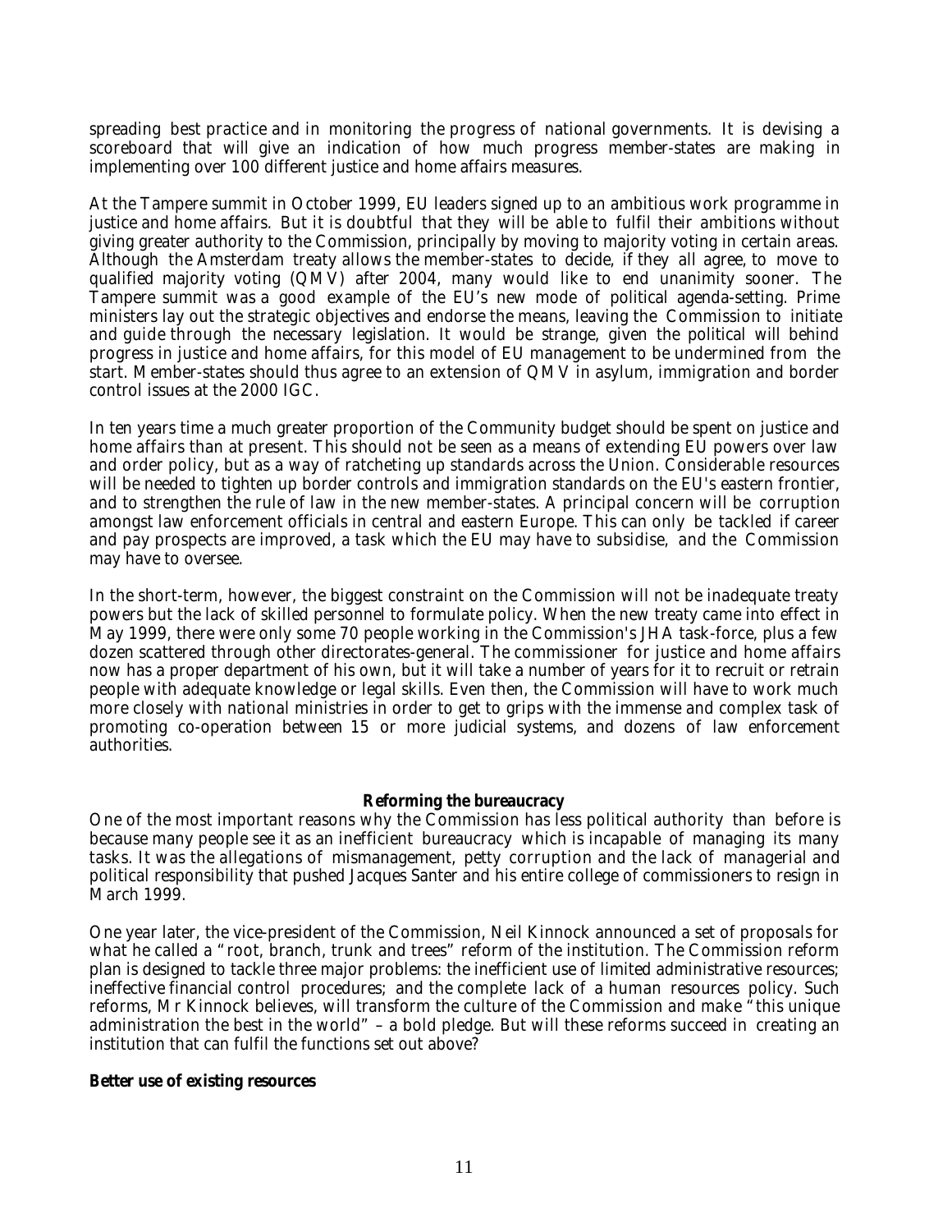spreading best practice and in monitoring the progress of national governments. It is devising a scoreboard that will give an indication of how much progress member-states are making in implementing over 100 different justice and home affairs measures.

At the Tampere summit in October 1999, EU leaders signed up to an ambitious work programme in justice and home affairs. But it is doubtful that they will be able to fulfil their ambitions without giving greater authority to the Commission, principally by moving to majority voting in certain areas. Although the Amsterdam treaty allows the member-states to decide, if they all agree, to move to qualified majority voting (QMV) after 2004, many would like to end unanimity sooner. The Tampere summit was a good example of the EU's new mode of political agenda-setting. Prime ministers lay out the strategic objectives and endorse the means, leaving the Commission to initiate and guide through the necessary legislation. It would be strange, given the political will behind progress in justice and home affairs, for this model of EU management to be undermined from the start. Member-states should thus agree to an extension of QMV in asylum, immigration and border control issues at the 2000 IGC.

In ten years time a much greater proportion of the Community budget should be spent on justice and home affairs than at present. This should not be seen as a means of extending EU powers over law and order policy, but as a way of ratcheting up standards across the Union. Considerable resources will be needed to tighten up border controls and immigration standards on the EU's eastern frontier, and to strengthen the rule of law in the new member-states. A principal concern will be corruption amongst law enforcement officials in central and eastern Europe. This can only be tackled if career and pay prospects are improved, a task which the EU may have to subsidise, and the Commission may have to oversee.

In the short-term, however, the biggest constraint on the Commission will not be inadequate treaty powers but the lack of skilled personnel to formulate policy. When the new treaty came into effect in May 1999, there were only some 70 people working in the Commission's JHA task-force, plus a few dozen scattered through other directorates-general. The commissioner for justice and home affairs now has a proper department of his own, but it will take a number of years for it to recruit or retrain people with adequate knowledge or legal skills. Even then, the Commission will have to work much more closely with national ministries in order to get to grips with the immense and complex task of promoting co-operation between 15 or more judicial systems, and dozens of law enforcement authorities.

## Reforming the bureaucracy

One of the most important reasons why the Commission has less political authority than before is because many people see it as an inefficient bureaucracy which is incapable of managing its many tasks. It was the allegations of mismanagement, petty corruption and the lack of managerial and political responsibility that pushed Jacques Santer and his entire college of commissioners to resign in March 1999.

One year later, the vice-president of the Commission, Neil Kinnock announced a set of proposals for what he called a "root, branch, trunk and trees" reform of the institution. The Commission reform plan is designed to tackle three major problems: the inefficient use of limited administrative resources; ineffective financial control procedures; and the complete lack of a human resources policy. Such reforms, Mr Kinnock believes, will transform the culture of the Commission and make "this unique administration the best in the world" – a bold pledge. But will these reforms succeed in creating an institution that can fulfil the functions set out above?

### Better use of existing resources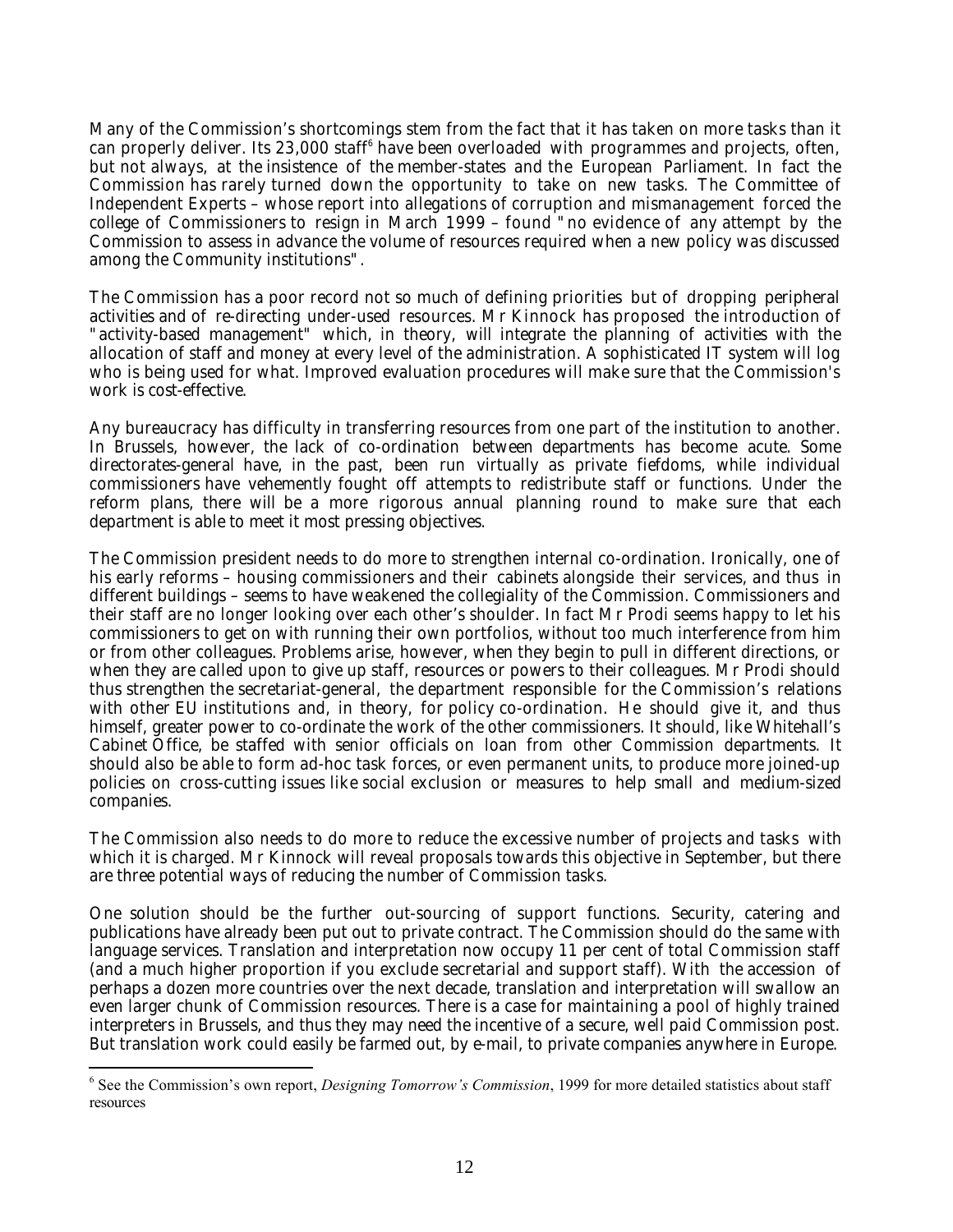Many of the Commission's shortcomings stem from the fact that it has taken on more tasks than it can properly deliver. Its 23,000 staff[6] have been overloaded with programmes and projects, often, but not always, at the insistence of the member-states and the European Parliament. In fact the Commission has rarely turned down the opportunity to take on new tasks. The Committee of Independent Experts – whose report into allegations of corruption and mismanagement forced the college of Commissioners to resign in March 1999 – found "no evidence of any attempt by the Commission to assess in advance the volume of resources required when a new policy was discussed among the Community institutions".

The Commission has a poor record not so much of defining priorities but of dropping peripheral activities and of re-directing under-used resources. Mr Kinnock has proposed the introduction of "activity-based management" which, in theory, will integrate the planning of activities with the allocation of staff and money at every level of the administration. A sophisticated IT system will log who is being used for what. Improved evaluation procedures will make sure that the Commission's work is cost-effective.

Any bureaucracy has difficulty in transferring resources from one part of the institution to another. In Brussels, however, the lack of co-ordination between departments has become acute. Some directorates-general have, in the past, been run virtually as private fiefdoms, while individual commissioners have vehemently fought off attempts to redistribute staff or functions. Under the reform plans, there will be a more rigorous annual planning round to make sure that each department is able to meet it most pressing objectives.

The Commission president needs to do more to strengthen internal co-ordination. Ironically, one of his early reforms – housing commissioners and their cabinets alongside their services, and thus in different buildings – seems to have weakened the collegiality of the Commission. Commissioners and their staff are no longer looking over each other's shoulder. In fact Mr Prodi seems happy to let his commissioners to get on with running their own portfolios, without too much interference from him or from other colleagues. Problems arise, however, when they begin to pull in different directions, or when they are called upon to give up staff, resources or powers to their colleagues. Mr Prodi should thus strengthen the secretariat-general, the department responsible for the Commission's relations with other EU institutions and, in theory, for policy co-ordination. He should give it, and thus himself, greater power to co-ordinate the work of the other commissioners. It should, like Whitehall's Cabinet Office, be staffed with senior officials on loan from other Commission departments. It should also be able to form ad-hoc task forces, or even permanent units, to produce more joined-up policies on cross-cutting issues like social exclusion or measures to help small and medium-sized companies.

The Commission also needs to do more to reduce the excessive number of projects and tasks with which it is charged. Mr Kinnock will reveal proposals towards this objective in September, but there are three potential ways of reducing the number of Commission tasks.

One solution should be the further out-sourcing of support functions. Security, catering and publications have already been put out to private contract. The Commission should do the same with language services. Translation and interpretation now occupy 11 per cent of total Commission staff (and a much higher proportion if you exclude secretarial and support staff). With the accession of perhaps a dozen more countries over the next decade, translation and interpretation will swallow an even larger chunk of Commission resources. There is a case for maintaining a pool of highly trained interpreters in Brussels, and thus they may need the incentive of a secure, well paid Commission post. But translation work could easily be farmed out, by e-mail, to private companies anywhere in Europe.

---

[6] See the Commission's own report, *Designing Tomorrow's Commission*, 1999 for more detailed statistics about staff resources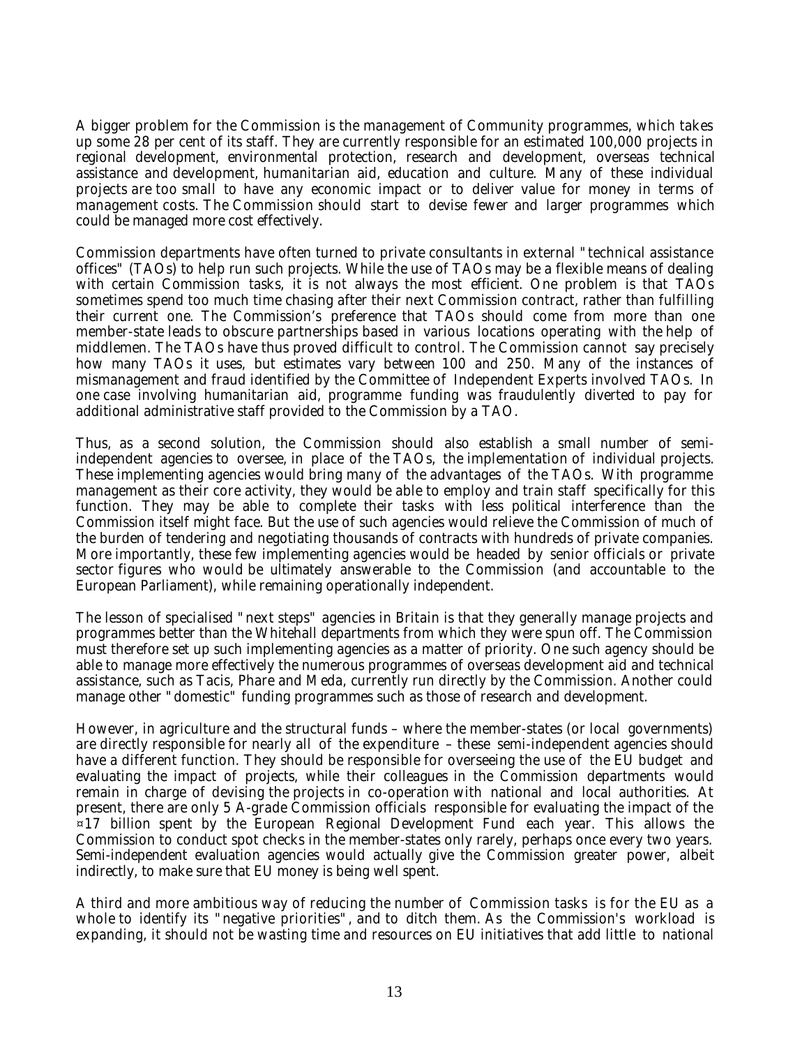A bigger problem for the Commission is the management of Community programmes, which takes up some 28 per cent of its staff. They are currently responsible for an estimated 100,000 projects in regional development, environmental protection, research and development, overseas technical assistance and development, humanitarian aid, education and culture. Many of these individual projects are too small to have any economic impact or to deliver value for money in terms of management costs. The Commission should start to devise fewer and larger programmes which could be managed more cost effectively.

Commission departments have often turned to private consultants in external "technical assistance offices" (TAOs) to help run such projects. While the use of TAOs may be a flexible means of dealing with certain Commission tasks, it is not always the most efficient. One problem is that TAOs sometimes spend too much time chasing after their next Commission contract, rather than fulfilling their current one. The Commission's preference that TAOs should come from more than one member-state leads to obscure partnerships based in various locations operating with the help of middlemen. The TAOs have thus proved difficult to control. The Commission cannot say precisely how many TAOs it uses, but estimates vary between 100 and 250. Many of the instances of mismanagement and fraud identified by the Committee of Independent Experts involved TAOs. In one case involving humanitarian aid, programme funding was fraudulently diverted to pay for additional administrative staff provided to the Commission by a TAO.

Thus, as a second solution, the Commission should also establish a small number of semi-independent agencies to oversee, in place of the TAOs, the implementation of individual projects. These implementing agencies would bring many of the advantages of the TAOs. With programme management as their core activity, they would be able to employ and train staff specifically for this function. They may be able to complete their tasks with less political interference than the Commission itself might face. But the use of such agencies would relieve the Commission of much of the burden of tendering and negotiating thousands of contracts with hundreds of private companies. More importantly, these few implementing agencies would be headed by senior officials or private sector figures who would be ultimately answerable to the Commission (and accountable to the European Parliament), while remaining operationally independent.

The lesson of specialised "next steps" agencies in Britain is that they generally manage projects and programmes better than the Whitehall departments from which they were spun off. The Commission must therefore set up such implementing agencies as a matter of priority. One such agency should be able to manage more effectively the numerous programmes of overseas development aid and technical assistance, such as Tacis, Phare and Meda, currently run directly by the Commission. Another could manage other "domestic" funding programmes such as those of research and development.

However, in agriculture and the structural funds – where the member-states (or local governments) are directly responsible for nearly all of the expenditure – these semi-independent agencies should have a different function. They should be responsible for overseeing the use of the EU budget and evaluating the impact of projects, while their colleagues in the Commission departments would remain in charge of devising the projects in co-operation with national and local authorities. At present, there are only 5 A-grade Commission officials responsible for evaluating the impact of the €17 billion spent by the European Regional Development Fund each year. This allows the Commission to conduct spot checks in the member-states only rarely, perhaps once every two years. Semi-independent evaluation agencies would actually give the Commission greater power, albeit indirectly, to make sure that EU money is being well spent.

A third and more ambitious way of reducing the number of Commission tasks is for the EU as a whole to identify its "negative priorities", and to ditch them. As the Commission's workload is expanding, it should not be wasting time and resources on EU initiatives that add little to national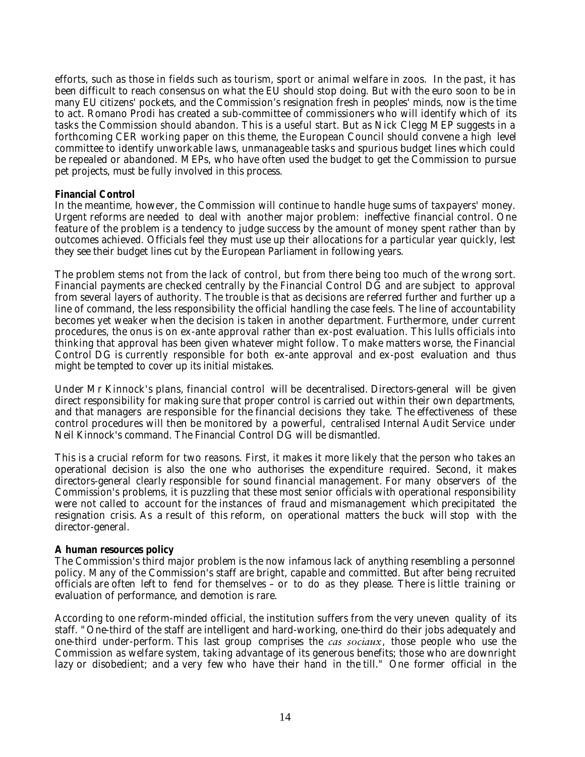efforts, such as those in fields such as tourism, sport or animal welfare in zoos. In the past, it has been difficult to reach consensus on what the EU should stop doing. But with the euro soon to be in many EU citizens' pockets, and the Commission's resignation fresh in peoples' minds, now is the time to act. Romano Prodi has created a sub-committee of commissioners who will identify which of its tasks the Commission should abandon. This is a useful start. But as Nick Clegg MEP suggests in a forthcoming CER working paper on this theme, the European Council should convene a high level committee to identify unworkable laws, unmanageable tasks and spurious budget lines which could be repealed or abandoned. MEPs, who have often used the budget to get the Commission to pursue pet projects, must be fully involved in this process.

**Financial Control**

In the meantime, however, the Commission will continue to handle huge sums of taxpayers' money. Urgent reforms are needed to deal with another major problem: ineffective financial control. One feature of the problem is a tendency to judge success by the amount of money spent rather than by outcomes achieved. Officials feel they must use up their allocations for a particular year quickly, lest they see their budget lines cut by the European Parliament in following years.

The problem stems not from the lack of control, but from there being too much of the wrong sort. Financial payments are checked centrally by the Financial Control DG and are subject to approval from several layers of authority. The trouble is that as decisions are referred further and further up a line of command, the less responsibility the official handling the case feels. The line of accountability becomes yet weaker when the decision is taken in another department. Furthermore, under current procedures, the onus is on ex-ante approval rather than ex-post evaluation. This lulls officials into thinking that approval has been given whatever might follow. To make matters worse, the Financial Control DG is currently responsible for both ex-ante approval and ex-post evaluation and thus might be tempted to cover up its initial mistakes.

Under Mr Kinnock's plans, financial control will be decentralised. Directors-general will be given direct responsibility for making sure that proper control is carried out within their own departments, and that managers are responsible for the financial decisions they take. The effectiveness of these control procedures will then be monitored by a powerful, centralised Internal Audit Service under Neil Kinnock's command. The Financial Control DG will be dismantled.

This is a crucial reform for two reasons. First, it makes it more likely that the person who takes an operational decision is also the one who authorises the expenditure required. Second, it makes directors-general clearly responsible for sound financial management. For many observers of the Commission's problems, it is puzzling that these most senior officials with operational responsibility were not called to account for the instances of fraud and mismanagement which precipitated the resignation crisis. As a result of this reform, on operational matters the buck will stop with the director-general.

**A human resources policy**

The Commission's third major problem is the now infamous lack of anything resembling a personnel policy. Many of the Commission's staff are bright, capable and committed. But after being recruited officials are often left to fend for themselves – or to do as they please. There is little training or evaluation of performance, and demotion is rare.

According to one reform-minded official, the institution suffers from the very uneven quality of its staff. "One-third of the staff are intelligent and hard-working, one-third do their jobs adequately and one-third under-perform. This last group comprises the *cas sociaux*, those people who use the Commission as welfare system, taking advantage of its generous benefits; those who are downright lazy or disobedient; and a very few who have their hand in the till." One former official in the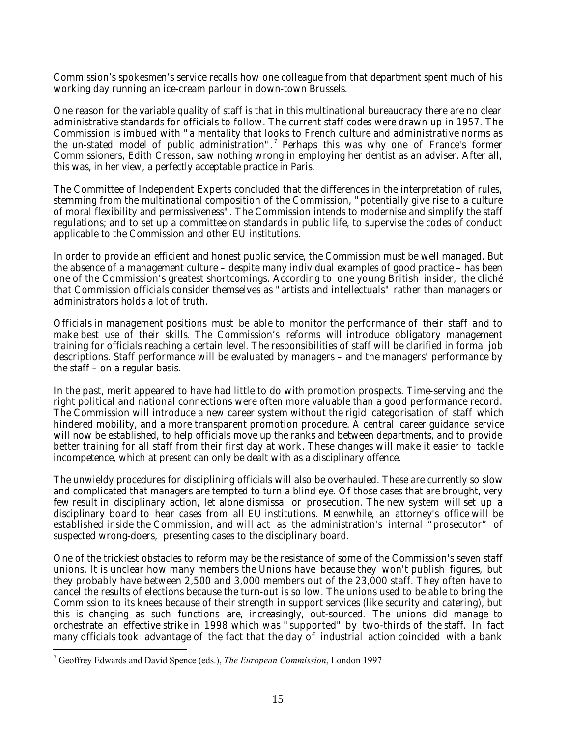Commission's spokesmen's service recalls how one colleague from that department spent much of his working day running an ice-cream parlour in down-town Brussels.

One reason for the variable quality of staff is that in this multinational bureaucracy there are no clear administrative standards for officials to follow. The current staff codes were drawn up in 1957. The Commission is imbued with "a mentality that looks to French culture and administrative norms as the un-stated model of public administration".[7] Perhaps this was why one of France's former Commissioners, Edith Cresson, saw nothing wrong in employing her dentist as an adviser. After all, this was, in her view, a perfectly acceptable practice in Paris.

The Committee of Independent Experts concluded that the differences in the interpretation of rules, stemming from the multinational composition of the Commission, "potentially give rise to a culture of moral flexibility and permissiveness". The Commission intends to modernise and simplify the staff regulations; and to set up a committee on standards in public life, to supervise the codes of conduct applicable to the Commission and other EU institutions.

In order to provide an efficient and honest public service, the Commission must be well managed. But the absence of a management culture – despite many individual examples of good practice – has been one of the Commission's greatest shortcomings. According to one young British insider, the cliché that Commission officials consider themselves as "artists and intellectuals" rather than managers or administrators holds a lot of truth.

Officials in management positions must be able to monitor the performance of their staff and to make best use of their skills. The Commission's reforms will introduce obligatory management training for officials reaching a certain level. The responsibilities of staff will be clarified in formal job descriptions. Staff performance will be evaluated by managers – and the managers' performance by the staff – on a regular basis.

In the past, merit appeared to have had little to do with promotion prospects. Time-serving and the right political and national connections were often more valuable than a good performance record. The Commission will introduce a new career system without the rigid categorisation of staff which hindered mobility, and a more transparent promotion procedure. A central career guidance service will now be established, to help officials move up the ranks and between departments, and to provide better training for all staff from their first day at work. These changes will make it easier to tackle incompetence, which at present can only be dealt with as a disciplinary offence.

The unwieldy procedures for disciplining officials will also be overhauled. These are currently so slow and complicated that managers are tempted to turn a blind eye. Of those cases that are brought, very few result in disciplinary action, let alone dismissal or prosecution. The new system will set up a disciplinary board to hear cases from all EU institutions. Meanwhile, an attorney's office will be established inside the Commission, and will act as the administration's internal "prosecutor" of suspected wrong-doers, presenting cases to the disciplinary board.

One of the trickiest obstacles to reform may be the resistance of some of the Commission's seven staff unions. It is unclear how many members the Unions have because they won't publish figures, but they probably have between 2,500 and 3,000 members out of the 23,000 staff. They often have to cancel the results of elections because the turn-out is so low. The unions used to be able to bring the Commission to its knees because of their strength in support services (like security and catering), but this is changing as such functions are, increasingly, out-sourced. The unions did manage to orchestrate an effective strike in 1998 which was "supported" by two-thirds of the staff. In fact many officials took advantage of the fact that the day of industrial action coincided with a bank

---

[7] Geoffrey Edwards and David Spence (eds.), *The European Commission*, London 1997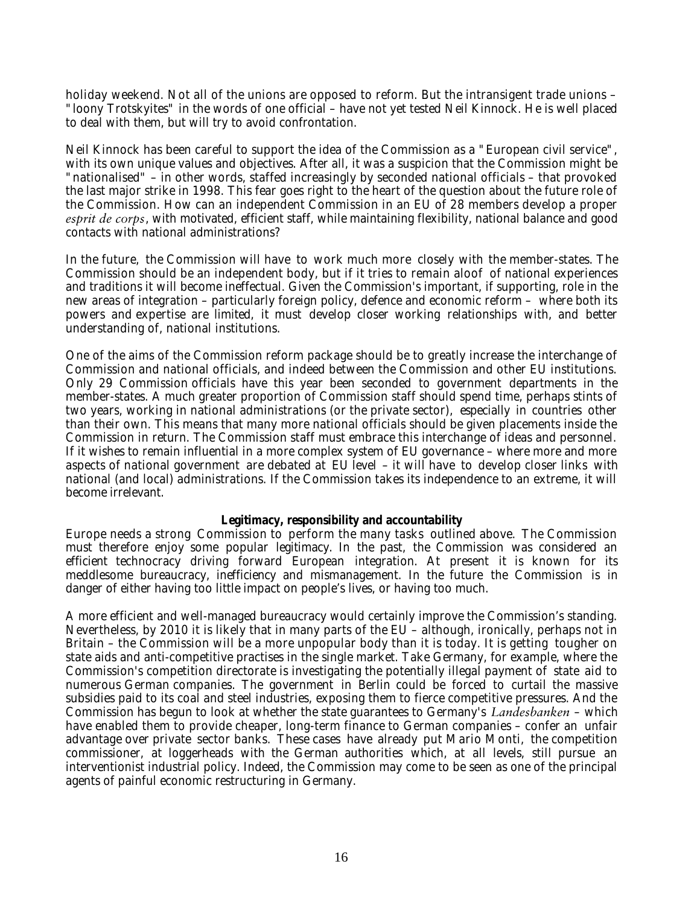holiday weekend. Not all of the unions are opposed to reform. But the intransigent trade unions – "loony Trotskyites" in the words of one official – have not yet tested Neil Kinnock. He is well placed to deal with them, but will try to avoid confrontation.

Neil Kinnock has been careful to support the idea of the Commission as a "European civil service", with its own unique values and objectives. After all, it was a suspicion that the Commission might be "nationalised" – in other words, staffed increasingly by seconded national officials – that provoked the last major strike in 1998. This fear goes right to the heart of the question about the future role of the Commission. How can an independent Commission in an EU of 28 members develop a proper *esprit de corps*, with motivated, efficient staff, while maintaining flexibility, national balance and good contacts with national administrations?

In the future, the Commission will have to work much more closely with the member-states. The Commission should be an independent body, but if it tries to remain aloof of national experiences and traditions it will become ineffectual. Given the Commission's important, if supporting, role in the new areas of integration – particularly foreign policy, defence and economic reform – where both its powers and expertise are limited, it must develop closer working relationships with, and better understanding of, national institutions.

One of the aims of the Commission reform package should be to greatly increase the interchange of Commission and national officials, and indeed between the Commission and other EU institutions. Only 29 Commission officials have this year been seconded to government departments in the member-states. A much greater proportion of Commission staff should spend time, perhaps stints of two years, working in national administrations (or the private sector), especially in countries other than their own. This means that many more national officials should be given placements inside the Commission in return. The Commission staff must embrace this interchange of ideas and personnel. If it wishes to remain influential in a more complex system of EU governance – where more and more aspects of national government are debated at EU level – it will have to develop closer links with national (and local) administrations. If the Commission takes its independence to an extreme, it will become irrelevant.

**Legitimacy, responsibility and accountability**

Europe needs a strong Commission to perform the many tasks outlined above. The Commission must therefore enjoy some popular legitimacy. In the past, the Commission was considered an efficient technocracy driving forward European integration. At present it is known for its meddlesome bureaucracy, inefficiency and mismanagement. In the future the Commission is in danger of either having too little impact on people's lives, or having too much.

A more efficient and well-managed bureaucracy would certainly improve the Commission's standing. Nevertheless, by 2010 it is likely that in many parts of the EU – although, ironically, perhaps not in Britain – the Commission will be a more unpopular body than it is today. It is getting tougher on state aids and anti-competitive practises in the single market. Take Germany, for example, where the Commission's competition directorate is investigating the potentially illegal payment of state aid to numerous German companies. The government in Berlin could be forced to curtail the massive subsidies paid to its coal and steel industries, exposing them to fierce competitive pressures. And the Commission has begun to look at whether the state guarantees to Germany's *Landesbanken* – which have enabled them to provide cheaper, long-term finance to German companies – confer an unfair advantage over private sector banks. These cases have already put Mario Monti, the competition commissioner, at loggerheads with the German authorities which, at all levels, still pursue an interventionist industrial policy. Indeed, the Commission may come to be seen as one of the principal agents of painful economic restructuring in Germany.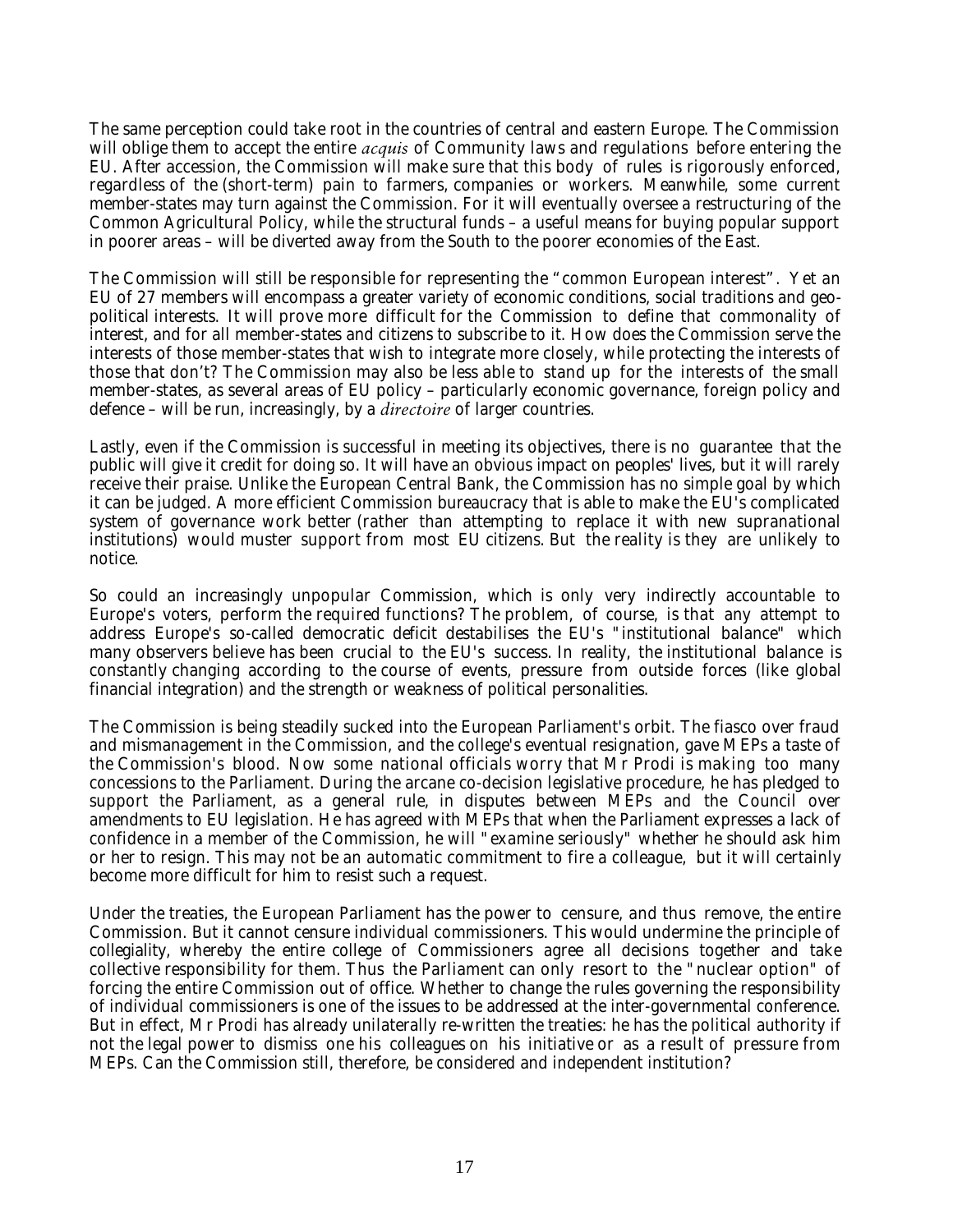The same perception could take root in the countries of central and eastern Europe. The Commission will oblige them to accept the entire *acquis* of Community laws and regulations before entering the EU. After accession, the Commission will make sure that this body of rules is rigorously enforced, regardless of the (short-term) pain to farmers, companies or workers. Meanwhile, some current member-states may turn against the Commission. For it will eventually oversee a restructuring of the Common Agricultural Policy, while the structural funds – a useful means for buying popular support in poorer areas – will be diverted away from the South to the poorer economies of the East.

The Commission will still be responsible for representing the "common European interest". Yet an EU of 27 members will encompass a greater variety of economic conditions, social traditions and geo-political interests. It will prove more difficult for the Commission to define that commonality of interest, and for all member-states and citizens to subscribe to it. How does the Commission serve the interests of those member-states that wish to integrate more closely, while protecting the interests of those that don't? The Commission may also be less able to stand up for the interests of the small member-states, as several areas of EU policy – particularly economic governance, foreign policy and defence – will be run, increasingly, by a *directoire* of larger countries.

Lastly, even if the Commission is successful in meeting its objectives, there is no guarantee that the public will give it credit for doing so. It will have an obvious impact on peoples' lives, but it will rarely receive their praise. Unlike the European Central Bank, the Commission has no simple goal by which it can be judged. A more efficient Commission bureaucracy that is able to make the EU's complicated system of governance work better (rather than attempting to replace it with new supranational institutions) would muster support from most EU citizens. But the reality is they are unlikely to notice.

So could an increasingly unpopular Commission, which is only very indirectly accountable to Europe's voters, perform the required functions? The problem, of course, is that any attempt to address Europe's so-called democratic deficit destabilises the EU's "institutional balance" which many observers believe has been crucial to the EU's success. In reality, the institutional balance is constantly changing according to the course of events, pressure from outside forces (like global financial integration) and the strength or weakness of political personalities.

The Commission is being steadily sucked into the European Parliament's orbit. The fiasco over fraud and mismanagement in the Commission, and the college's eventual resignation, gave MEPs a taste of the Commission's blood. Now some national officials worry that Mr Prodi is making too many concessions to the Parliament. During the arcane co-decision legislative procedure, he has pledged to support the Parliament, as a general rule, in disputes between MEPs and the Council over amendments to EU legislation. He has agreed with MEPs that when the Parliament expresses a lack of confidence in a member of the Commission, he will "examine seriously" whether he should ask him or her to resign. This may not be an automatic commitment to fire a colleague, but it will certainly become more difficult for him to resist such a request.

Under the treaties, the European Parliament has the power to censure, and thus remove, the entire Commission. But it cannot censure individual commissioners. This would undermine the principle of collegiality, whereby the entire college of Commissioners agree all decisions together and take collective responsibility for them. Thus the Parliament can only resort to the "nuclear option" of forcing the entire Commission out of office. Whether to change the rules governing the responsibility of individual commissioners is one of the issues to be addressed at the inter-governmental conference. But in effect, Mr Prodi has already unilaterally re-written the treaties: he has the political authority if not the legal power to dismiss one his colleagues on his initiative or as a result of pressure from MEPs. Can the Commission still, therefore, be considered and independent institution?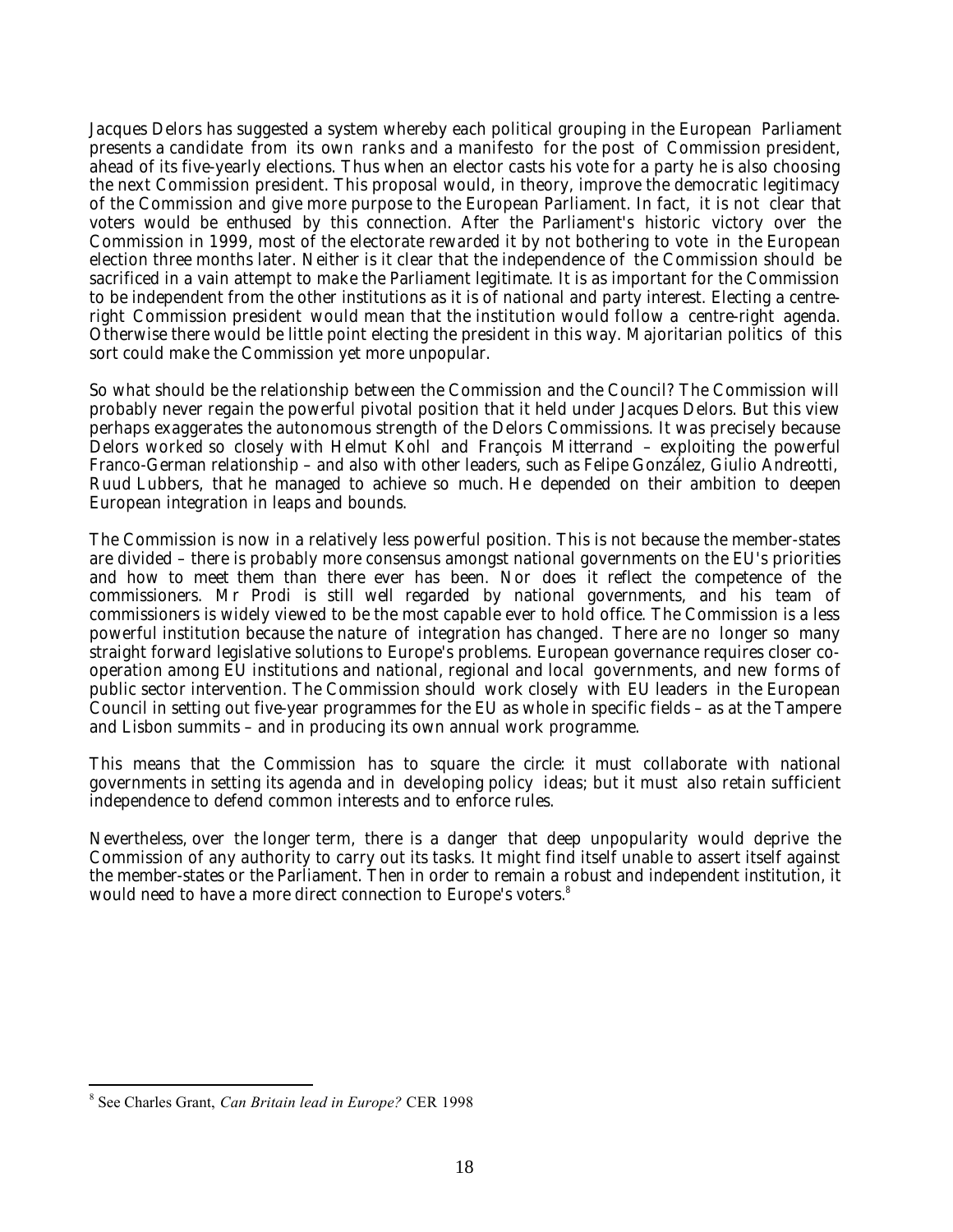Jacques Delors has suggested a system whereby each political grouping in the European Parliament presents a candidate from its own ranks and a manifesto for the post of Commission president, ahead of its five-yearly elections. Thus when an elector casts his vote for a party he is also choosing the next Commission president. This proposal would, in theory, improve the democratic legitimacy of the Commission and give more purpose to the European Parliament. In fact, it is not clear that voters would be enthused by this connection. After the Parliament's historic victory over the Commission in 1999, most of the electorate rewarded it by not bothering to vote in the European election three months later. Neither is it clear that the independence of the Commission should be sacrificed in a vain attempt to make the Parliament legitimate. It is as important for the Commission to be independent from the other institutions as it is of national and party interest. Electing a centre-right Commission president would mean that the institution would follow a centre-right agenda. Otherwise there would be little point electing the president in this way. Majoritarian politics of this sort could make the Commission yet more unpopular.

So what should be the relationship between the Commission and the Council? The Commission will probably never regain the powerful pivotal position that it held under Jacques Delors. But this view perhaps exaggerates the autonomous strength of the Delors Commissions. It was precisely because Delors worked so closely with Helmut Kohl and François Mitterrand – exploiting the powerful Franco-German relationship – and also with other leaders, such as Felipe González, Giulio Andreotti, Ruud Lubbers, that he managed to achieve so much. He depended on their ambition to deepen European integration in leaps and bounds.

The Commission is now in a relatively less powerful position. This is not because the member-states are divided – there is probably more consensus amongst national governments on the EU's priorities and how to meet them than there ever has been. Nor does it reflect the competence of the commissioners. Mr Prodi is still well regarded by national governments, and his team of commissioners is widely viewed to be the most capable ever to hold office. The Commission is a less powerful institution because the nature of integration has changed. There are no longer so many straight forward legislative solutions to Europe's problems. European governance requires closer co-operation among EU institutions and national, regional and local governments, and new forms of public sector intervention. The Commission should work closely with EU leaders in the European Council in setting out five-year programmes for the EU as whole in specific fields – as at the Tampere and Lisbon summits – and in producing its own annual work programme.

This means that the Commission has to square the circle: it must collaborate with national governments in setting its agenda and in developing policy ideas; but it must also retain sufficient independence to defend common interests and to enforce rules.

Nevertheless, over the longer term, there is a danger that deep unpopularity would deprive the Commission of any authority to carry out its tasks. It might find itself unable to assert itself against the member-states or the Parliament. Then in order to remain a robust and independent institution, it would need to have a more direct connection to Europe's voters.[8]

---

[8] See Charles Grant, *Can Britain lead in Europe?* CER 1998